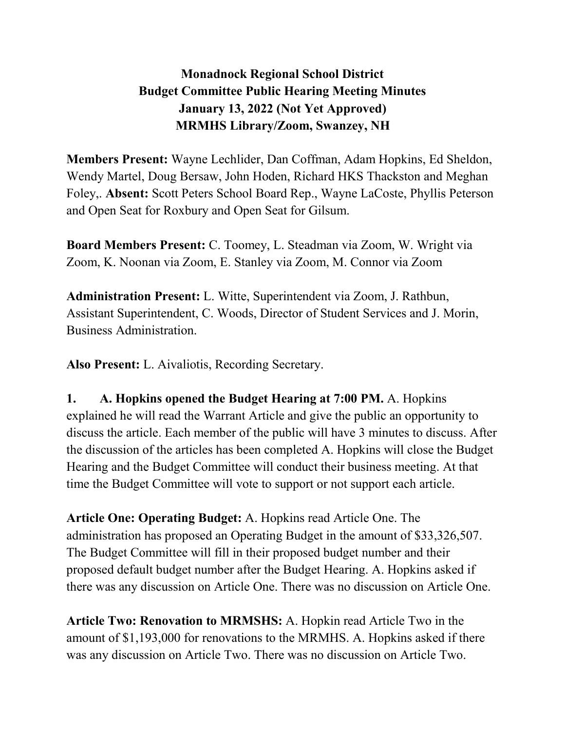# Monadnock Regional School District
## Budget Committee Public Hearing Meeting Minutes
### January 13, 2022 (Not Yet Approved)
### MRMHS Library/Zoom, Swanzey, NH

**Members Present:** Wayne Lechlider, Dan Coffman, Adam Hopkins, Ed Sheldon, Wendy Martel, Doug Bersaw, John Hoden, Richard HKS Thackston and Meghan Foley,. **Absent:** Scott Peters School Board Rep., Wayne LaCoste, Phyllis Peterson and Open Seat for Roxbury and Open Seat for Gilsum.

**Board Members Present:** C. Toomey, L. Steadman via Zoom, W. Wright via Zoom, K. Noonan via Zoom, E. Stanley via Zoom, M. Connor via Zoom

**Administration Present:** L. Witte, Superintendent via Zoom, J. Rathbun, Assistant Superintendent, C. Woods, Director of Student Services and J. Morin, Business Administration.

**Also Present:** L. Aivaliotis, Recording Secretary.

**1. A. Hopkins opened the Budget Hearing at 7:00 PM.** A. Hopkins explained he will read the Warrant Article and give the public an opportunity to discuss the article. Each member of the public will have 3 minutes to discuss. After the discussion of the articles has been completed A. Hopkins will close the Budget Hearing and the Budget Committee will conduct their business meeting. At that time the Budget Committee will vote to support or not support each article.

**Article One: Operating Budget:** A. Hopkins read Article One. The administration has proposed an Operating Budget in the amount of $33,326,507. The Budget Committee will fill in their proposed budget number and their proposed default budget number after the Budget Hearing. A. Hopkins asked if there was any discussion on Article One. There was no discussion on Article One.

**Article Two: Renovation to MRMSHS:** A. Hopkin read Article Two in the amount of $1,193,000 for renovations to the MRMHS. A. Hopkins asked if there was any discussion on Article Two. There was no discussion on Article Two.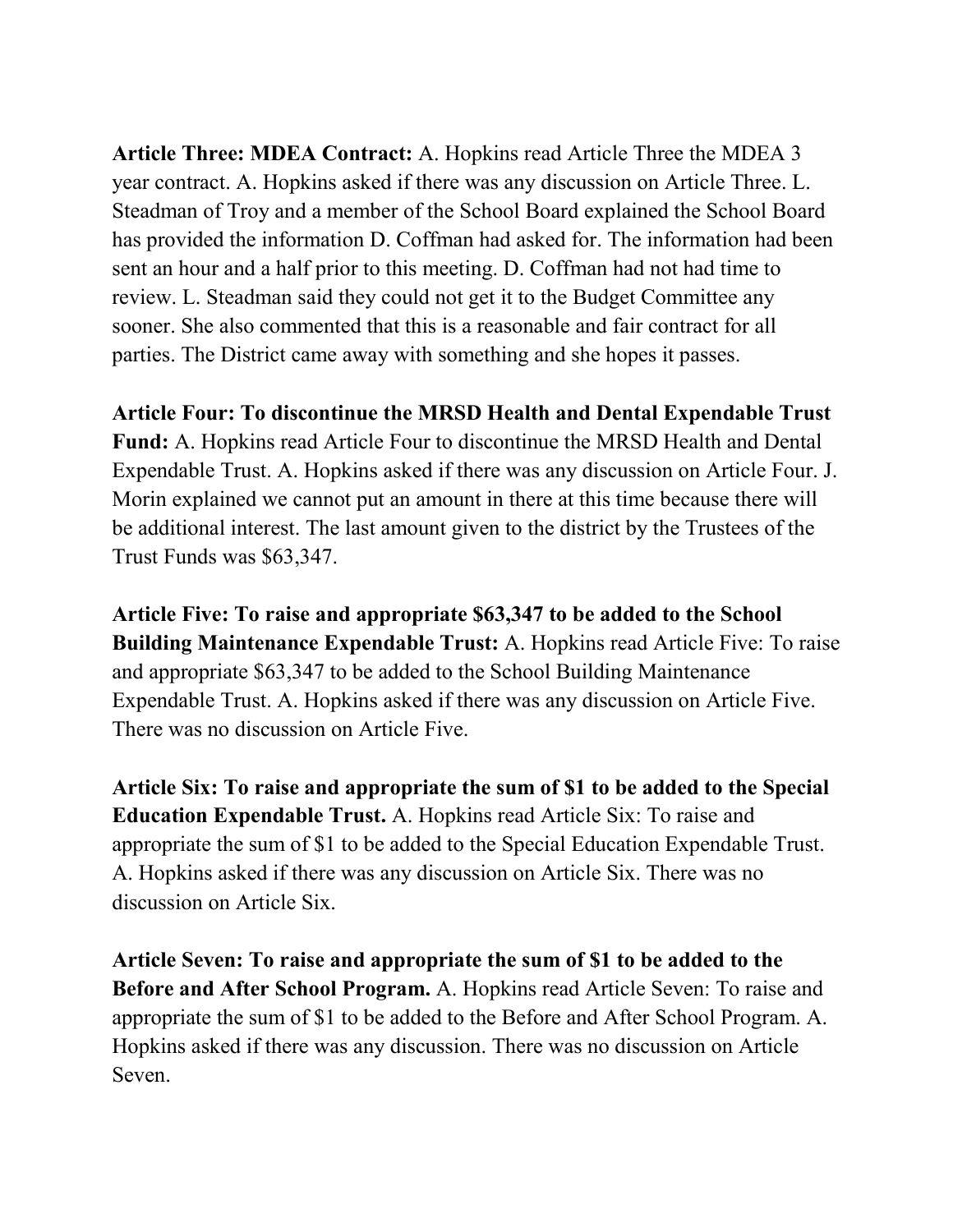**Article Three: MDEA Contract:** A. Hopkins read Article Three the MDEA 3 year contract. A. Hopkins asked if there was any discussion on Article Three. L. Steadman of Troy and a member of the School Board explained the School Board has provided the information D. Coffman had asked for. The information had been sent an hour and a half prior to this meeting. D. Coffman had not had time to review. L. Steadman said they could not get it to the Budget Committee any sooner. She also commented that this is a reasonable and fair contract for all parties. The District came away with something and she hopes it passes.

**Article Four: To discontinue the MRSD Health and Dental Expendable Trust Fund:** A. Hopkins read Article Four to discontinue the MRSD Health and Dental Expendable Trust. A. Hopkins asked if there was any discussion on Article Four. J. Morin explained we cannot put an amount in there at this time because there will be additional interest. The last amount given to the district by the Trustees of the Trust Funds was $63,347.

**Article Five: To raise and appropriate $63,347 to be added to the School Building Maintenance Expendable Trust:** A. Hopkins read Article Five: To raise and appropriate $63,347 to be added to the School Building Maintenance Expendable Trust. A. Hopkins asked if there was any discussion on Article Five. There was no discussion on Article Five.

**Article Six: To raise and appropriate the sum of $1 to be added to the Special Education Expendable Trust.** A. Hopkins read Article Six: To raise and appropriate the sum of $1 to be added to the Special Education Expendable Trust. A. Hopkins asked if there was any discussion on Article Six. There was no discussion on Article Six.

**Article Seven: To raise and appropriate the sum of $1 to be added to the Before and After School Program.** A. Hopkins read Article Seven: To raise and appropriate the sum of $1 to be added to the Before and After School Program. A. Hopkins asked if there was any discussion. There was no discussion on Article Seven.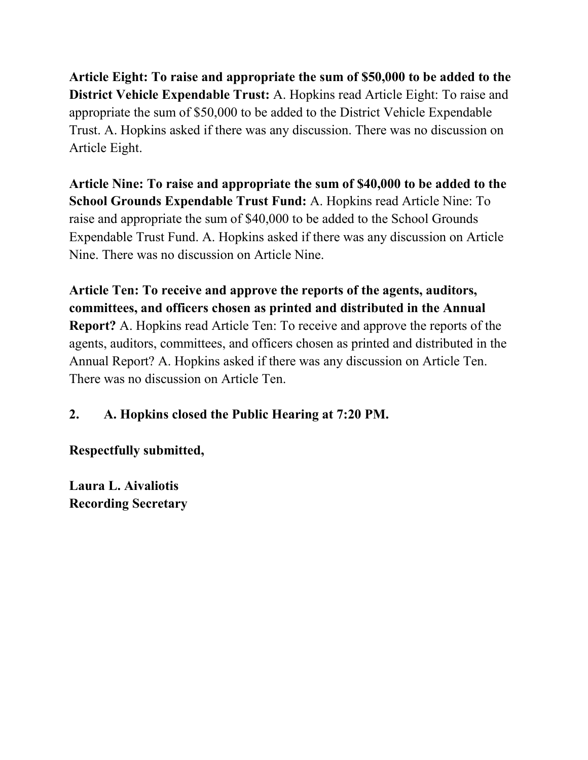**Article Eight: To raise and appropriate the sum of $50,000 to be added to the District Vehicle Expendable Trust:** A. Hopkins read Article Eight: To raise and appropriate the sum of $50,000 to be added to the District Vehicle Expendable Trust. A. Hopkins asked if there was any discussion. There was no discussion on Article Eight.

**Article Nine: To raise and appropriate the sum of $40,000 to be added to the School Grounds Expendable Trust Fund:** A. Hopkins read Article Nine: To raise and appropriate the sum of $40,000 to be added to the School Grounds Expendable Trust Fund. A. Hopkins asked if there was any discussion on Article Nine. There was no discussion on Article Nine.

**Article Ten: To receive and approve the reports of the agents, auditors, committees, and officers chosen as printed and distributed in the Annual Report?** A. Hopkins read Article Ten: To receive and approve the reports of the agents, auditors, committees, and officers chosen as printed and distributed in the Annual Report? A. Hopkins asked if there was any discussion on Article Ten. There was no discussion on Article Ten.

**2. A. Hopkins closed the Public Hearing at 7:20 PM.**

**Respectfully submitted,**

**Laura L. Aivaliotis**
**Recording Secretary**